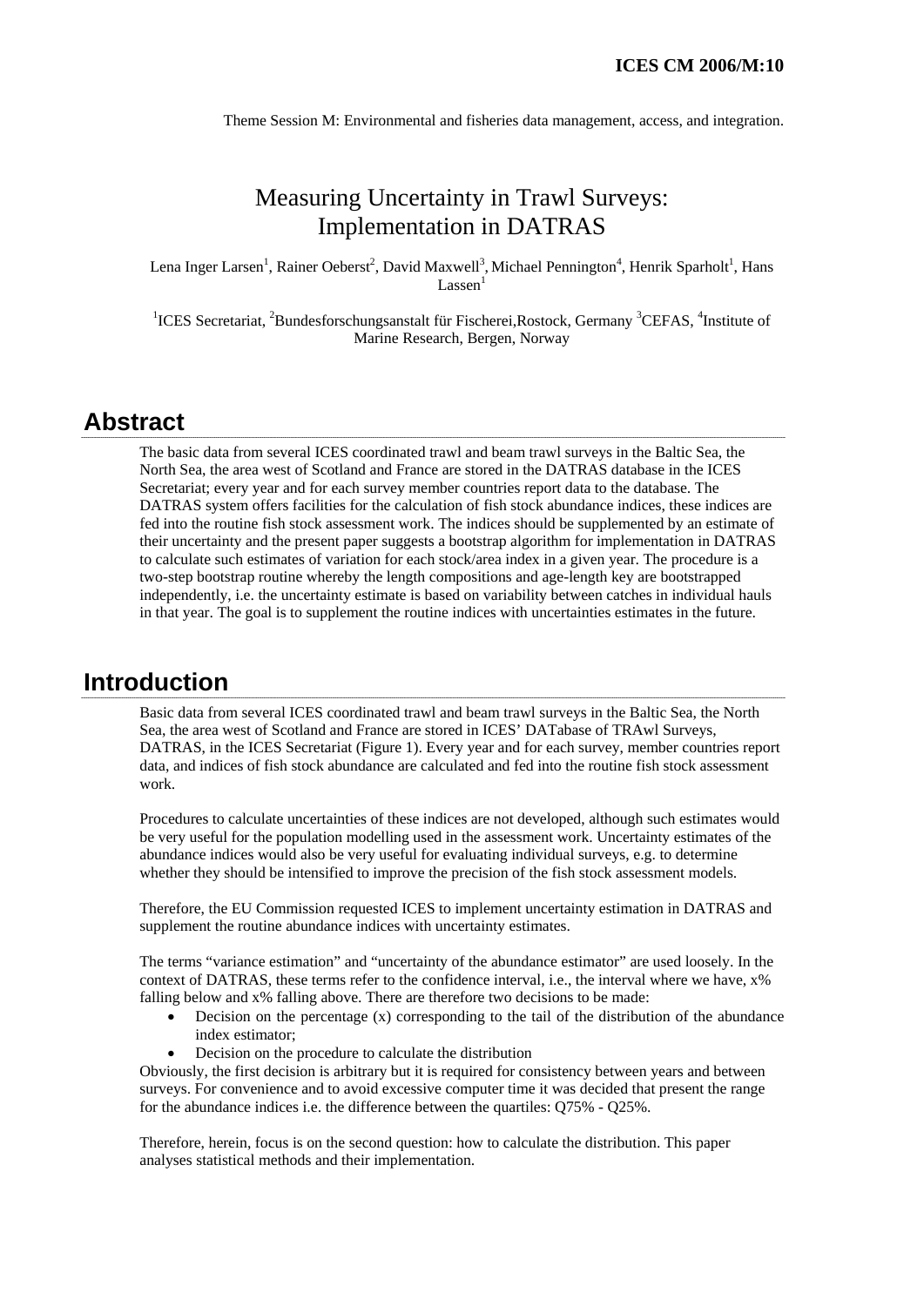**ICES CM 2006/M:10**

Theme Session M: Environmental and fisheries data management, access, and integration.

# Measuring Uncertainty in Trawl Surveys: Implementation in DATRAS

Lena Inger Larsen[1], Rainer Oeberst[2], David Maxwell[3], Michael Pennington[4], Henrik Sparholt[1], Hans Lassen[1]

[1]ICES Secretariat, [2]Bundesforschungsanstalt für Fischerei,Rostock, Germany [3]CEFAS, [4]Institute of Marine Research, Bergen, Norway

## Abstract

The basic data from several ICES coordinated trawl and beam trawl surveys in the Baltic Sea, the North Sea, the area west of Scotland and France are stored in the DATRAS database in the ICES Secretariat; every year and for each survey member countries report data to the database. The DATRAS system offers facilities for the calculation of fish stock abundance indices, these indices are fed into the routine fish stock assessment work. The indices should be supplemented by an estimate of their uncertainty and the present paper suggests a bootstrap algorithm for implementation in DATRAS to calculate such estimates of variation for each stock/area index in a given year. The procedure is a two-step bootstrap routine whereby the length compositions and age-length key are bootstrapped independently, i.e. the uncertainty estimate is based on variability between catches in individual hauls in that year. The goal is to supplement the routine indices with uncertainties estimates in the future.

## Introduction

Basic data from several ICES coordinated trawl and beam trawl surveys in the Baltic Sea, the North Sea, the area west of Scotland and France are stored in ICES' DATabase of TRAwl Surveys, DATRAS, in the ICES Secretariat (Figure 1). Every year and for each survey, member countries report data, and indices of fish stock abundance are calculated and fed into the routine fish stock assessment work.

Procedures to calculate uncertainties of these indices are not developed, although such estimates would be very useful for the population modelling used in the assessment work. Uncertainty estimates of the abundance indices would also be very useful for evaluating individual surveys, e.g. to determine whether they should be intensified to improve the precision of the fish stock assessment models.

Therefore, the EU Commission requested ICES to implement uncertainty estimation in DATRAS and supplement the routine abundance indices with uncertainty estimates.

The terms "variance estimation" and "uncertainty of the abundance estimator" are used loosely. In the context of DATRAS, these terms refer to the confidence interval, i.e., the interval where we have, x% falling below and x% falling above. There are therefore two decisions to be made:

- Decision on the percentage (x) corresponding to the tail of the distribution of the abundance index estimator;
- Decision on the procedure to calculate the distribution

Obviously, the first decision is arbitrary but it is required for consistency between years and between surveys. For convenience and to avoid excessive computer time it was decided that present the range for the abundance indices i.e. the difference between the quartiles: Q75% - Q25%.

Therefore, herein, focus is on the second question: how to calculate the distribution. This paper analyses statistical methods and their implementation.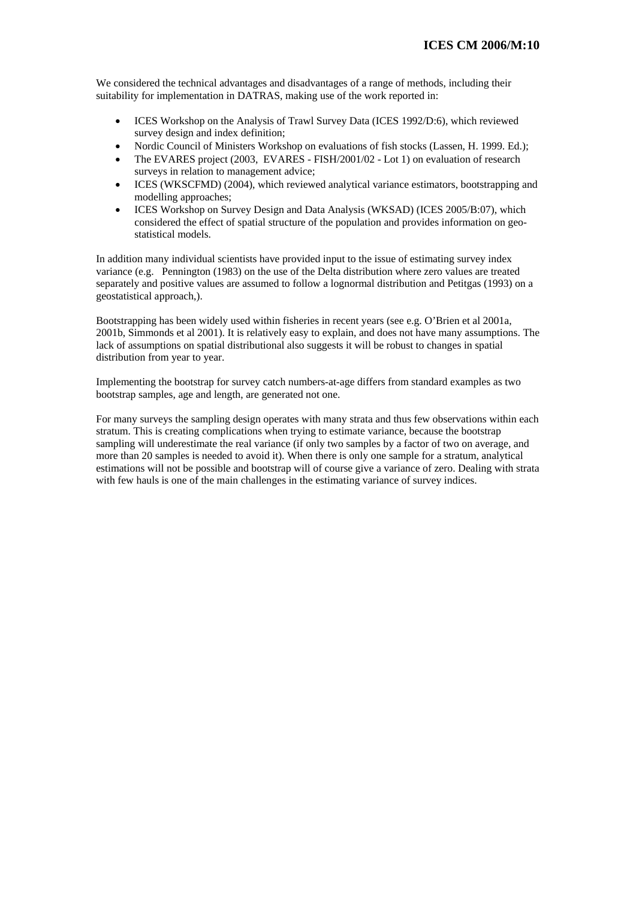We considered the technical advantages and disadvantages of a range of methods, including their suitability for implementation in DATRAS, making use of the work reported in:

- ICES Workshop on the Analysis of Trawl Survey Data (ICES 1992/D:6), which reviewed survey design and index definition;
- Nordic Council of Ministers Workshop on evaluations of fish stocks (Lassen, H. 1999. Ed.);
- The EVARES project (2003, EVARES - FISH/2001/02 - Lot 1) on evaluation of research surveys in relation to management advice;
- ICES (WKSCFMD) (2004), which reviewed analytical variance estimators, bootstrapping and modelling approaches;
- ICES Workshop on Survey Design and Data Analysis (WKSAD) (ICES 2005/B:07), which considered the effect of spatial structure of the population and provides information on geo-statistical models.

In addition many individual scientists have provided input to the issue of estimating survey index variance (e.g. Pennington (1983) on the use of the Delta distribution where zero values are treated separately and positive values are assumed to follow a lognormal distribution and Petitgas (1993) on a geostatistical approach,).

Bootstrapping has been widely used within fisheries in recent years (see e.g. O'Brien et al 2001a, 2001b, Simmonds et al 2001). It is relatively easy to explain, and does not have many assumptions. The lack of assumptions on spatial distributional also suggests it will be robust to changes in spatial distribution from year to year.

Implementing the bootstrap for survey catch numbers-at-age differs from standard examples as two bootstrap samples, age and length, are generated not one.

For many surveys the sampling design operates with many strata and thus few observations within each stratum. This is creating complications when trying to estimate variance, because the bootstrap sampling will underestimate the real variance (if only two samples by a factor of two on average, and more than 20 samples is needed to avoid it). When there is only one sample for a stratum, analytical estimations will not be possible and bootstrap will of course give a variance of zero. Dealing with strata with few hauls is one of the main challenges in the estimating variance of survey indices.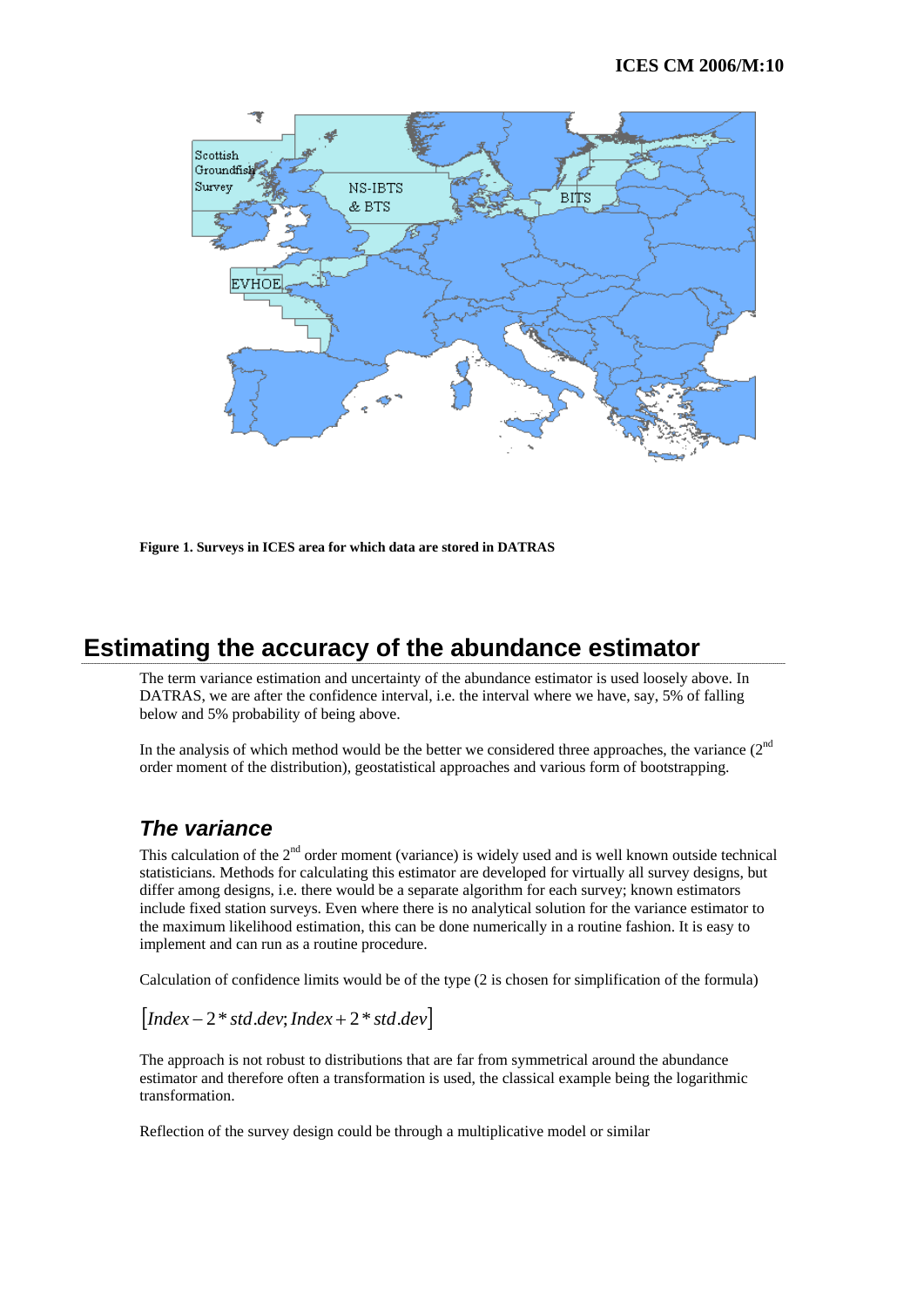**Figure 1. Surveys in ICES area for which data are stored in DATRAS**

## Estimating the accuracy of the abundance estimator

The term variance estimation and uncertainty of the abundance estimator is used loosely above. In DATRAS, we are after the confidence interval, i.e. the interval where we have, say, 5% of falling below and 5% probability of being above.

In the analysis of which method would be the better we considered three approaches, the variance ($2^{nd}$ order moment of the distribution), geostatistical approaches and various form of bootstrapping.

### *The variance*

This calculation of the $2^{nd}$ order moment (variance) is widely used and is well known outside technical statisticians. Methods for calculating this estimator are developed for virtually all survey designs, but differ among designs, i.e. there would be a separate algorithm for each survey; known estimators include fixed station surveys. Even where there is no analytical solution for the variance estimator to the maximum likelihood estimation, this can be done numerically in a routine fashion. It is easy to implement and can run as a routine procedure.

Calculation of confidence limits would be of the type (2 is chosen for simplification of the formula)

$$[Index - 2 * std.dev; Index + 2 * std.dev]$$

The approach is not robust to distributions that are far from symmetrical around the abundance estimator and therefore often a transformation is used, the classical example being the logarithmic transformation.

Reflection of the survey design could be through a multiplicative model or similar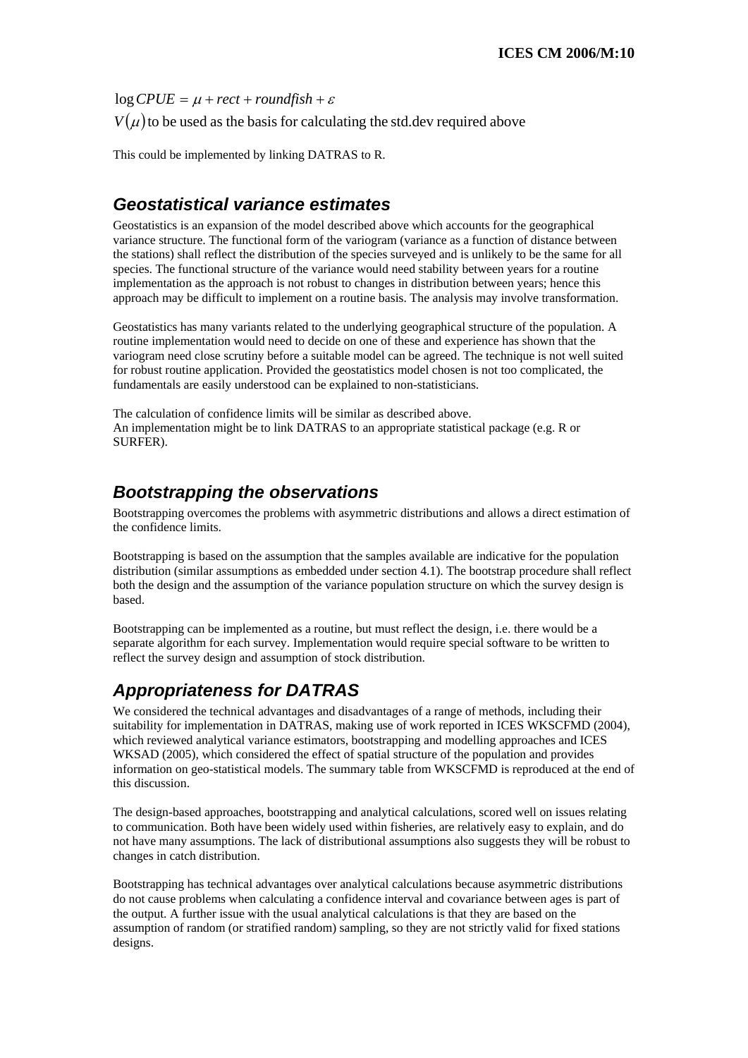$$\log CPUE = \mu + rect + roundfish + \varepsilon$$

$V(\mu)$ to be used as the basis for calculating the std.dev required above

This could be implemented by linking DATRAS to R.

## Geostatistical variance estimates

Geostatistics is an expansion of the model described above which accounts for the geographical variance structure. The functional form of the variogram (variance as a function of distance between the stations) shall reflect the distribution of the species surveyed and is unlikely to be the same for all species. The functional structure of the variance would need stability between years for a routine implementation as the approach is not robust to changes in distribution between years; hence this approach may be difficult to implement on a routine basis. The analysis may involve transformation.

Geostatistics has many variants related to the underlying geographical structure of the population. A routine implementation would need to decide on one of these and experience has shown that the variogram need close scrutiny before a suitable model can be agreed. The technique is not well suited for robust routine application. Provided the geostatistics model chosen is not too complicated, the fundamentals are easily understood can be explained to non-statisticians.

The calculation of confidence limits will be similar as described above.
An implementation might be to link DATRAS to an appropriate statistical package (e.g. R or SURFER).

## Bootstrapping the observations

Bootstrapping overcomes the problems with asymmetric distributions and allows a direct estimation of the confidence limits.

Bootstrapping is based on the assumption that the samples available are indicative for the population distribution (similar assumptions as embedded under section 4.1). The bootstrap procedure shall reflect both the design and the assumption of the variance population structure on which the survey design is based.

Bootstrapping can be implemented as a routine, but must reflect the design, i.e. there would be a separate algorithm for each survey. Implementation would require special software to be written to reflect the survey design and assumption of stock distribution.

## Appropriateness for DATRAS

We considered the technical advantages and disadvantages of a range of methods, including their suitability for implementation in DATRAS, making use of work reported in ICES WKSCFMD (2004), which reviewed analytical variance estimators, bootstrapping and modelling approaches and ICES WKSAD (2005), which considered the effect of spatial structure of the population and provides information on geo-statistical models. The summary table from WKSCFMD is reproduced at the end of this discussion.

The design-based approaches, bootstrapping and analytical calculations, scored well on issues relating to communication. Both have been widely used within fisheries, are relatively easy to explain, and do not have many assumptions. The lack of distributional assumptions also suggests they will be robust to changes in catch distribution.

Bootstrapping has technical advantages over analytical calculations because asymmetric distributions do not cause problems when calculating a confidence interval and covariance between ages is part of the output. A further issue with the usual analytical calculations is that they are based on the assumption of random (or stratified random) sampling, so they are not strictly valid for fixed stations designs.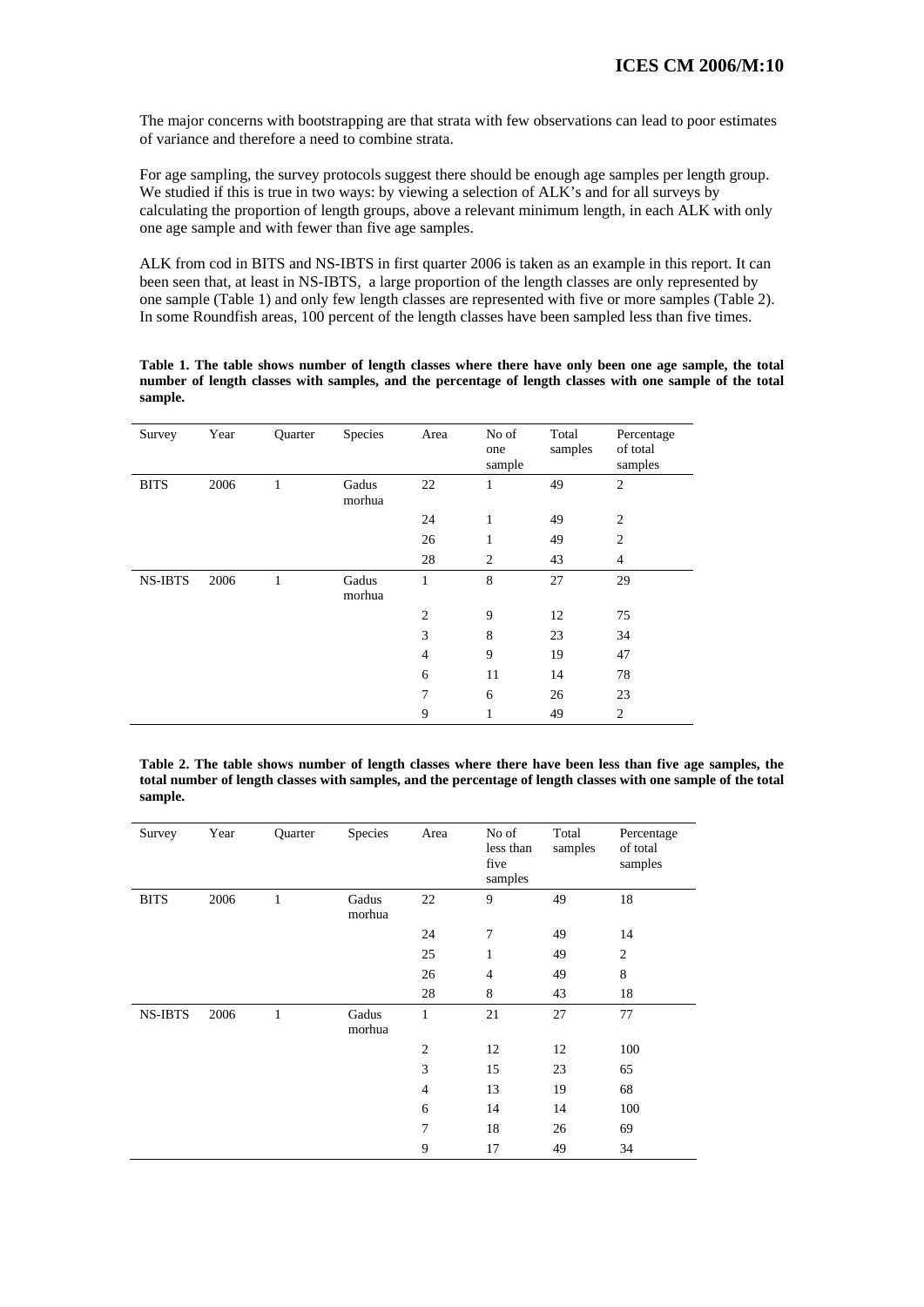The major concerns with bootstrapping are that strata with few observations can lead to poor estimates of variance and therefore a need to combine strata.

For age sampling, the survey protocols suggest there should be enough age samples per length group. We studied if this is true in two ways: by viewing a selection of ALK's and for all surveys by calculating the proportion of length groups, above a relevant minimum length, in each ALK with only one age sample and with fewer than five age samples.

ALK from cod in BITS and NS-IBTS in first quarter 2006 is taken as an example in this report. It can been seen that, at least in NS-IBTS, a large proportion of the length classes are only represented by one sample (Table 1) and only few length classes are represented with five or more samples (Table 2). In some Roundfish areas, 100 percent of the length classes have been sampled less than five times.

**Table 1. The table shows number of length classes where there have only been one age sample, the total number of length classes with samples, and the percentage of length classes with one sample of the total sample.**

| Survey | Year | Quarter | Species | Area | No of one sample | Total samples | Percentage of total samples |
|---|---|---|---|---|---|---|---|
| BITS | 2006 | 1 | Gadus morhua | 22 | 1 | 49 | 2 |
| | | | | 24 | 1 | 49 | 2 |
| | | | | 26 | 1 | 49 | 2 |
| | | | | 28 | 2 | 43 | 4 |
| NS-IBTS | 2006 | 1 | Gadus morhua | 1 | 8 | 27 | 29 |
| | | | | 2 | 9 | 12 | 75 |
| | | | | 3 | 8 | 23 | 34 |
| | | | | 4 | 9 | 19 | 47 |
| | | | | 6 | 11 | 14 | 78 |
| | | | | 7 | 6 | 26 | 23 |
| | | | | 9 | 1 | 49 | 2 |

**Table 2. The table shows number of length classes where there have been less than five age samples, the total number of length classes with samples, and the percentage of length classes with one sample of the total sample.**

| Survey | Year | Quarter | Species | Area | No of less than five samples | Total samples | Percentage of total samples |
|---|---|---|---|---|---|---|---|
| BITS | 2006 | 1 | Gadus morhua | 22 | 9 | 49 | 18 |
| | | | | 24 | 7 | 49 | 14 |
| | | | | 25 | 1 | 49 | 2 |
| | | | | 26 | 4 | 49 | 8 |
| | | | | 28 | 8 | 43 | 18 |
| NS-IBTS | 2006 | 1 | Gadus morhua | 1 | 21 | 27 | 77 |
| | | | | 2 | 12 | 12 | 100 |
| | | | | 3 | 15 | 23 | 65 |
| | | | | 4 | 13 | 19 | 68 |
| | | | | 6 | 14 | 14 | 100 |
| | | | | 7 | 18 | 26 | 69 |
| | | | | 9 | 17 | 49 | 34 |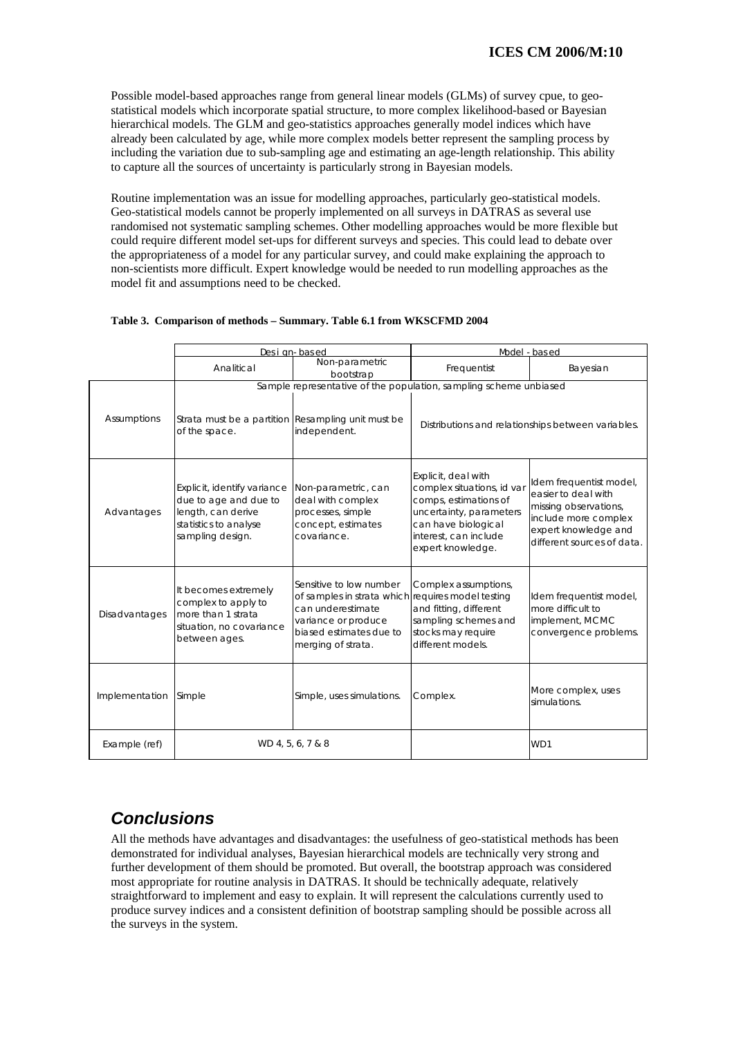Possible model-based approaches range from general linear models (GLMs) of survey cpue, to geo-statistical models which incorporate spatial structure, to more complex likelihood-based or Bayesian hierarchical models. The GLM and geo-statistics approaches generally model indices which have already been calculated by age, while more complex models better represent the sampling process by including the variation due to sub-sampling age and estimating an age-length relationship. This ability to capture all the sources of uncertainty is particularly strong in Bayesian models.

Routine implementation was an issue for modelling approaches, particularly geo-statistical models. Geo-statistical models cannot be properly implemented on all surveys in DATRAS as several use randomised not systematic sampling schemes. Other modelling approaches would be more flexible but could require different model set-ups for different surveys and species. This could lead to debate over the appropriateness of a model for any particular survey, and could make explaining the approach to non-scientists more difficult. Expert knowledge would be needed to run modelling approaches as the model fit and assumptions need to be checked.

**Table 3. Comparison of methods – Summary. Table 6.1 from WKSCFMD 2004**

| | Design-based | | Model - based | |
|---|---|---|---|---|
| | Analitical | Non-parametric bootstrap | Frequentist | Bayesian |
| Assumptions | Sample representative of the population, sampling scheme unbiased | | | |
| | Strata must be a partition of the space. | Resampling unit must be independent. | Distributions and relationships between variables. | |
| Advantages | Explicit, identify variance due to age and due to length, can derive statistics to analyse sampling design. | Non-parametric, can deal with complex processes, simple concept, estimates covariance. | Explicit, deal with complex situations, id var comps, estimations of uncertainty, parameters can have biological interest, can include expert knowledge. | Idem frequentist model, easier to deal with missing observations, include more complex expert knowledge and different sources of data. |
| Disadvantages | It becomes extremely complex to apply to more than 1 strata situation, no covariance between ages. | Sensitive to low number of samples in strata which can underestimate variance or produce biased estimates due to merging of strata. | Complex assumptions, requires model testing and fitting, different sampling schemes and stocks may require different models. | Idem frequentist model, more difficult to implement, MCMC convergence problems. |
| Implementation | Simple | Simple, uses simulations. | Complex. | More complex, uses simulations. |
| Example (ref) | WD 4, 5, 6, 7 & 8 | | | WD1 |

## *Conclusions*

All the methods have advantages and disadvantages: the usefulness of geo-statistical methods has been demonstrated for individual analyses, Bayesian hierarchical models are technically very strong and further development of them should be promoted. But overall, the bootstrap approach was considered most appropriate for routine analysis in DATRAS. It should be technically adequate, relatively straightforward to implement and easy to explain. It will represent the calculations currently used to produce survey indices and a consistent definition of bootstrap sampling should be possible across all the surveys in the system.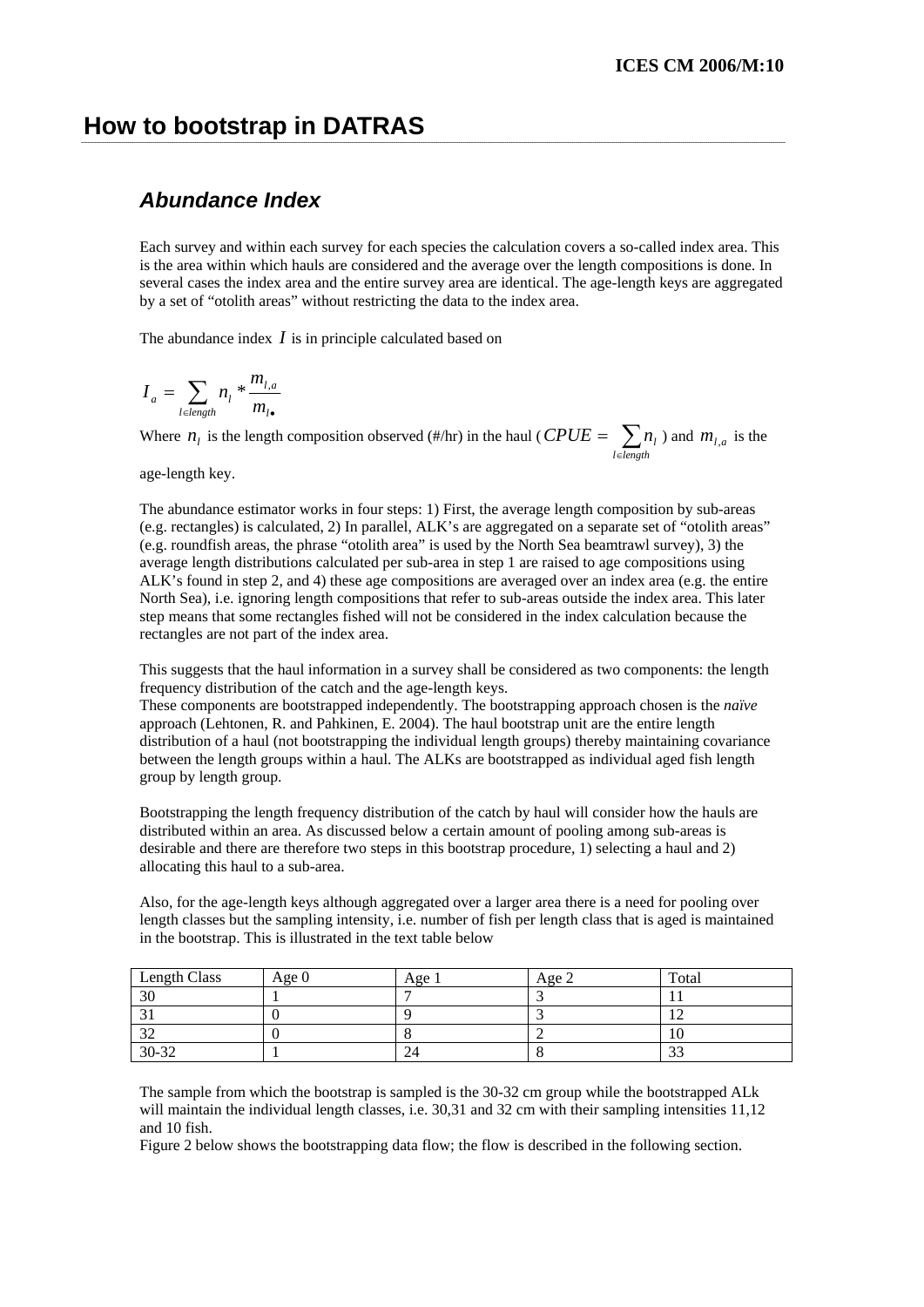# How to bootstrap in DATRAS

## *Abundance Index*

Each survey and within each survey for each species the calculation covers a so-called index area. This is the area within which hauls are considered and the average over the length compositions is done. In several cases the index area and the entire survey area are identical. The age-length keys are aggregated by a set of "otolith areas" without restricting the data to the index area.

The abundance index $I$ is in principle calculated based on

$$I_a = \sum_{l \in length} n_l * \frac{m_{l,a}}{m_{l\bullet}}$$

Where $n_l$ is the length composition observed (#/hr) in the haul ($CPUE = \sum_{l \in length} n_l$) and $m_{l,a}$ is the age-length key.

The abundance estimator works in four steps: 1) First, the average length composition by sub-areas (e.g. rectangles) is calculated, 2) In parallel, ALK's are aggregated on a separate set of "otolith areas" (e.g. roundfish areas, the phrase "otolith area" is used by the North Sea beamtrawl survey), 3) the average length distributions calculated per sub-area in step 1 are raised to age compositions using ALK's found in step 2, and 4) these age compositions are averaged over an index area (e.g. the entire North Sea), i.e. ignoring length compositions that refer to sub-areas outside the index area. This later step means that some rectangles fished will not be considered in the index calculation because the rectangles are not part of the index area.

This suggests that the haul information in a survey shall be considered as two components: the length frequency distribution of the catch and the age-length keys.
These components are bootstrapped independently. The bootstrapping approach chosen is the *naïve* approach (Lehtonen, R. and Pahkinen, E. 2004). The haul bootstrap unit are the entire length distribution of a haul (not bootstrapping the individual length groups) thereby maintaining covariance between the length groups within a haul. The ALKs are bootstrapped as individual aged fish length group by length group.

Bootstrapping the length frequency distribution of the catch by haul will consider how the hauls are distributed within an area. As discussed below a certain amount of pooling among sub-areas is desirable and there are therefore two steps in this bootstrap procedure, 1) selecting a haul and 2) allocating this haul to a sub-area.

Also, for the age-length keys although aggregated over a larger area there is a need for pooling over length classes but the sampling intensity, i.e. number of fish per length class that is aged is maintained in the bootstrap. This is illustrated in the text table below

| Length Class | Age 0 | Age 1 | Age 2 | Total |
|---|---|---|---|---|
| 30 | 1 | 7 | 3 | 11 |
| 31 | 0 | 9 | 3 | 12 |
| 32 | 0 | 8 | 2 | 10 |
| 30-32 | 1 | 24 | 8 | 33 |

The sample from which the bootstrap is sampled is the 30-32 cm group while the bootstrapped ALk will maintain the individual length classes, i.e. 30,31 and 32 cm with their sampling intensities 11,12 and 10 fish.
Figure 2 below shows the bootstrapping data flow; the flow is described in the following section.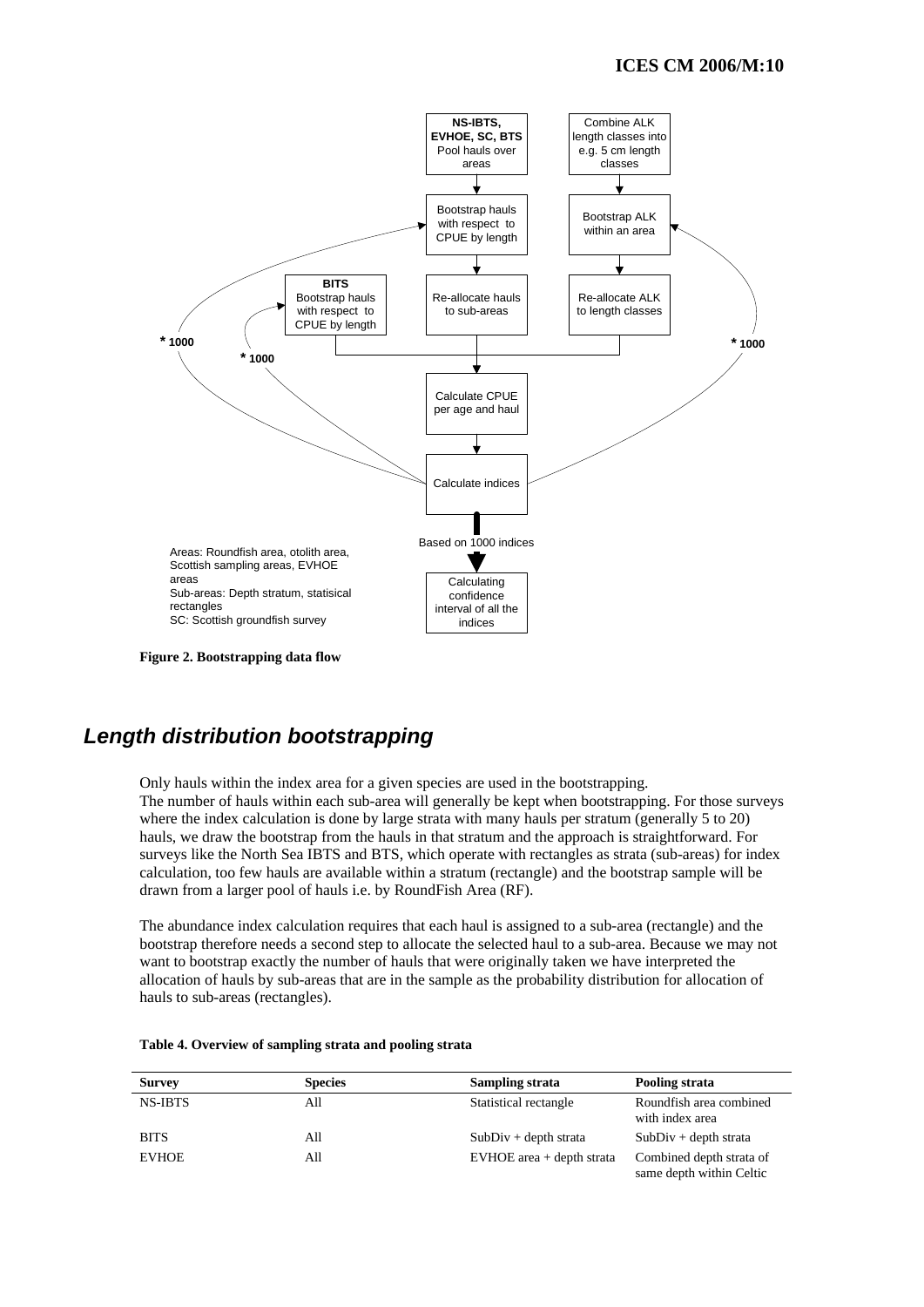**Figure 2. Bootstrapping data flow**

## *Length distribution bootstrapping*

Only hauls within the index area for a given species are used in the bootstrapping.
The number of hauls within each sub-area will generally be kept when bootstrapping. For those surveys where the index calculation is done by large strata with many hauls per stratum (generally 5 to 20) hauls, we draw the bootstrap from the hauls in that stratum and the approach is straightforward. For surveys like the North Sea IBTS and BTS, which operate with rectangles as strata (sub-areas) for index calculation, too few hauls are available within a stratum (rectangle) and the bootstrap sample will be drawn from a larger pool of hauls i.e. by RoundFish Area (RF).

The abundance index calculation requires that each haul is assigned to a sub-area (rectangle) and the bootstrap therefore needs a second step to allocate the selected haul to a sub-area. Because we may not want to bootstrap exactly the number of hauls that were originally taken we have interpreted the allocation of hauls by sub-areas that are in the sample as the probability distribution for allocation of hauls to sub-areas (rectangles).

**Table 4. Overview of sampling strata and pooling strata**

| Survey | Species | Sampling strata | Pooling strata |
|---|---|---|---|
| NS-IBTS | All | Statistical rectangle | Roundfish area combined with index area |
| BITS | All | SubDiv + depth strata | SubDiv + depth strata |
| EVHOE | All | EVHOE area + depth strata | Combined depth strata of same depth within Celtic |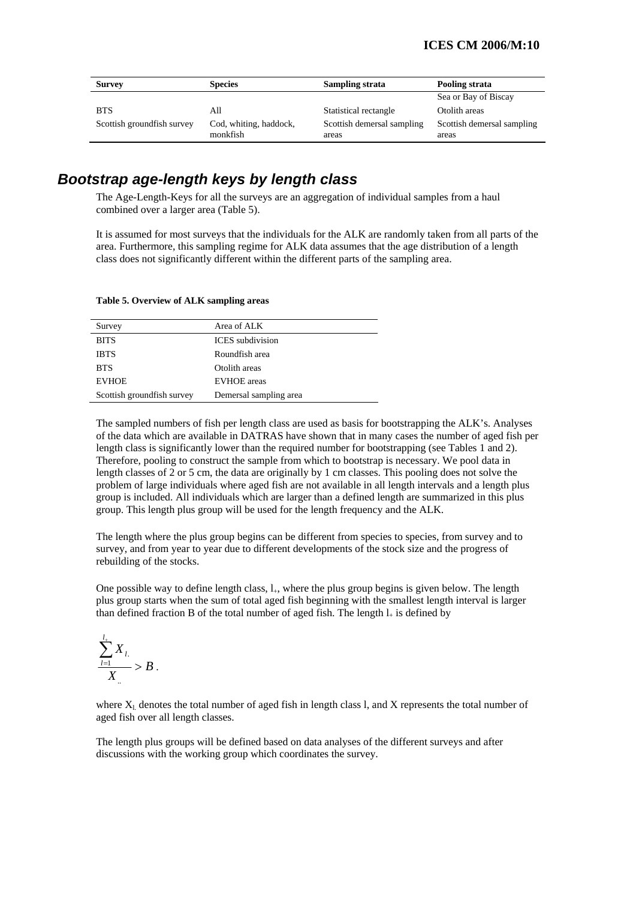| Survey | Species | Sampling strata | Pooling strata |
|---|---|---|---|
| | | | Sea or Bay of Biscay |
| BTS | All | Statistical rectangle | Otolith areas |
| Scottish groundfish survey | Cod, whiting, haddock, monkfish | Scottish demersal sampling areas | Scottish demersal sampling areas |

## Bootstrap age-length keys by length class

The Age-Length-Keys for all the surveys are an aggregation of individual samples from a haul combined over a larger area (Table 5).

It is assumed for most surveys that the individuals for the ALK are randomly taken from all parts of the area. Furthermore, this sampling regime for ALK data assumes that the age distribution of a length class does not significantly different within the different parts of the sampling area.

**Table 5. Overview of ALK sampling areas**

| Survey | Area of ALK |
|---|---|
| BITS | ICES subdivision |
| IBTS | Roundfish area |
| BTS | Otolith areas |
| EVHOE | EVHOE areas |
| Scottish groundfish survey | Demersal sampling area |

The sampled numbers of fish per length class are used as basis for bootstrapping the ALK's. Analyses of the data which are available in DATRAS have shown that in many cases the number of aged fish per length class is significantly lower than the required number for bootstrapping (see Tables 1 and 2). Therefore, pooling to construct the sample from which to bootstrap is necessary. We pool data in length classes of 2 or 5 cm, the data are originally by 1 cm classes. This pooling does not solve the problem of large individuals where aged fish are not available in all length intervals and a length plus group is included. All individuals which are larger than a defined length are summarized in this plus group. This length plus group will be used for the length frequency and the ALK.

The length where the plus group begins can be different from species to species, from survey and to survey, and from year to year due to different developments of the stock size and the progress of rebuilding of the stocks.

One possible way to define length class, $l_+$, where the plus group begins is given below. The length plus group starts when the sum of total aged fish beginning with the smallest length interval is larger than defined fraction B of the total number of aged fish. The length $l_+$ is defined by

$$\frac{\sum_{l=1}^{l_+} X_{l.}}{X_{..}} > B .$$

where $X_{l.}$ denotes the total number of aged fish in length class l, and X represents the total number of aged fish over all length classes.

The length plus groups will be defined based on data analyses of the different surveys and after discussions with the working group which coordinates the survey.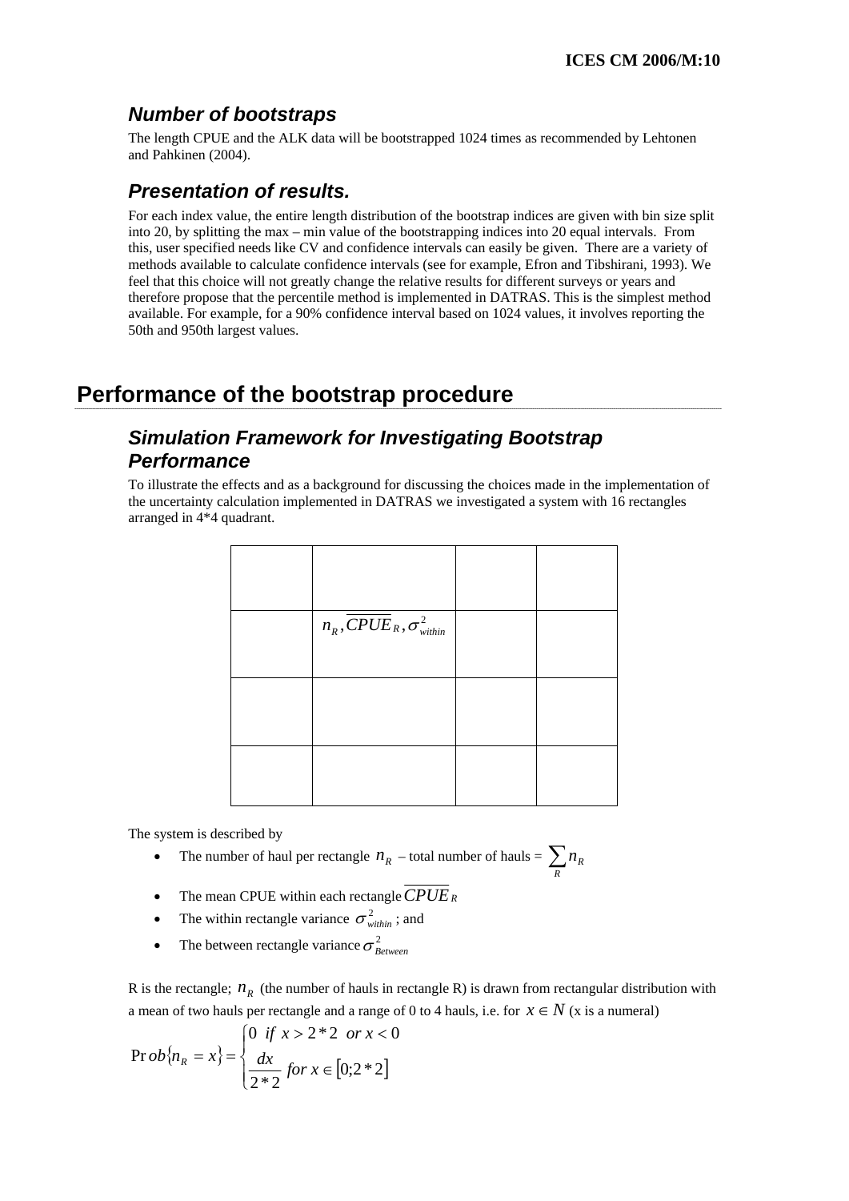### *Number of bootstraps*

The length CPUE and the ALK data will be bootstrapped 1024 times as recommended by Lehtonen and Pahkinen (2004).

### *Presentation of results.*

For each index value, the entire length distribution of the bootstrap indices are given with bin size split into 20, by splitting the max – min value of the bootstrapping indices into 20 equal intervals. From this, user specified needs like CV and confidence intervals can easily be given. There are a variety of methods available to calculate confidence intervals (see for example, Efron and Tibshirani, 1993). We feel that this choice will not greatly change the relative results for different surveys or years and therefore propose that the percentile method is implemented in DATRAS. This is the simplest method available. For example, for a 90% confidence interval based on 1024 values, it involves reporting the 50th and 950th largest values.

## Performance of the bootstrap procedure

### *Simulation Framework for Investigating Bootstrap Performance*

To illustrate the effects and as a background for discussing the choices made in the implementation of the uncertainty calculation implemented in DATRAS we investigated a system with 16 rectangles arranged in 4*4 quadrant.

| | | | |
|---|---|---|---|
| | | | |
| | $n_R, \overline{CPUE}_R, \sigma^2_{within}$ | | |
| | | | |
| | | | |

The system is described by

- The number of haul per rectangle $n_R$ – total number of hauls = $\sum_R n_R$
- The mean CPUE within each rectangle $\overline{CPUE}_R$
- The within rectangle variance $\sigma^2_{within}$ ; and
- The between rectangle variance $\sigma^2_{Between}$

R is the rectangle; $n_R$ (the number of hauls in rectangle R) is drawn from rectangular distribution with a mean of two hauls per rectangle and a range of 0 to 4 hauls, i.e. for $x \in N$ (x is a numeral)

$$\Pr ob\{n_R = x\} = \begin{cases} 0 \;\; if \;\; x > 2*2 \;\; or \; x < 0 \\ \dfrac{dx}{2*2} \;\; for \; x \in [0;2*2] \end{cases}$$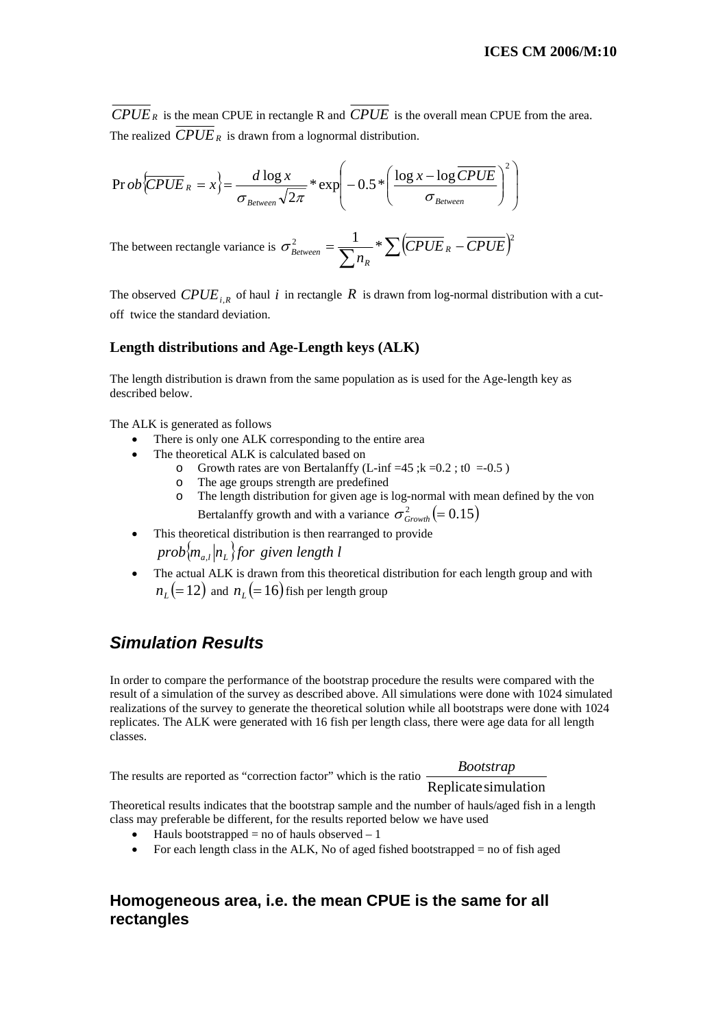$\overline{CPUE}_R$ is the mean CPUE in rectangle R and $\overline{CPUE}$ is the overall mean CPUE from the area. The realized $\overline{CPUE}_R$ is drawn from a lognormal distribution.

$$\Pr ob\left\{\overline{CPUE}_R = x\right\} = \frac{d\log x}{\sigma_{Between}\sqrt{2\pi}} * \exp\left(-0.5 * \left(\frac{\log x - \log\overline{CPUE}}{\sigma_{Between}}\right)^2\right)$$

The between rectangle variance is $\sigma^2_{Between} = \frac{1}{\sum n_R} * \sum\left(\overline{CPUE}_R - \overline{CPUE}\right)^2$

The observed $CPUE_{i,R}$ of haul $i$ in rectangle $R$ is drawn from log-normal distribution with a cut-off twice the standard deviation.

### Length distributions and Age-Length keys (ALK)

The length distribution is drawn from the same population as is used for the Age-length key as described below.

The ALK is generated as follows

- There is only one ALK corresponding to the entire area
- The theoretical ALK is calculated based on
  - Growth rates are von Bertalanffy (L-inf =45 ;k =0.2 ; t0 =-0.5 )
  - The age groups strength are predefined
  - The length distribution for given age is log-normal with mean defined by the von Bertalanffy growth and with a variance $\sigma^2_{Growth}(= 0.15)$
- This theoretical distribution is then rearranged to provide $prob\{m_{a,l}|n_L\}$ *for given length l*
- The actual ALK is drawn from this theoretical distribution for each length group and with $n_L(=12)$ and $n_L(=16)$ fish per length group

## *Simulation Results*

In order to compare the performance of the bootstrap procedure the results were compared with the result of a simulation of the survey as described above. All simulations were done with 1024 simulated realizations of the survey to generate the theoretical solution while all bootstraps were done with 1024 replicates. The ALK were generated with 16 fish per length class, there were age data for all length classes.

The results are reported as "correction factor" which is the ratio $\frac{Bootstrap}{\text{Replicate simulation}}$

Theoretical results indicates that the bootstrap sample and the number of hauls/aged fish in a length class may preferable be different, for the results reported below we have used

- Hauls bootstrapped = no of hauls observed – 1
- For each length class in the ALK, No of aged fished bootstrapped = no of fish aged

### Homogeneous area, i.e. the mean CPUE is the same for all rectangles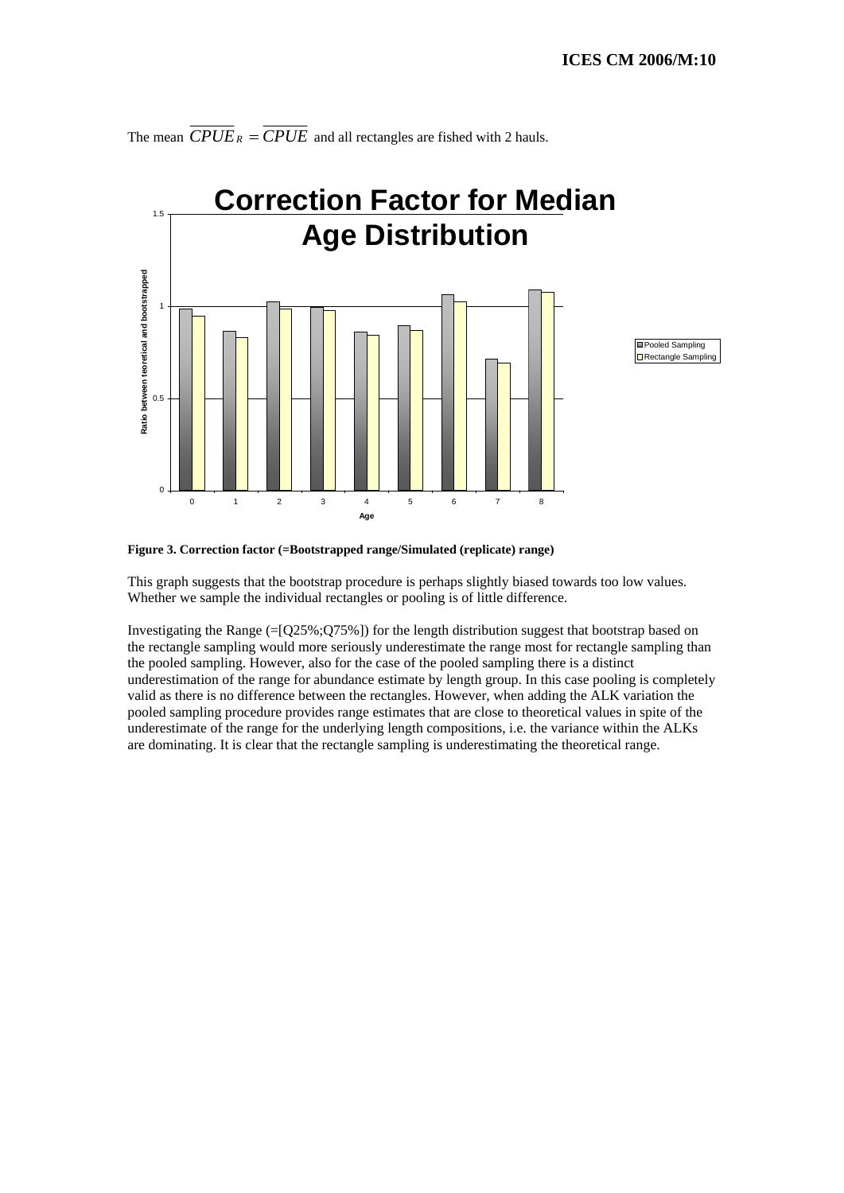The mean $\overline{CPUE}_R = \overline{CPUE}$ and all rectangles are fished with 2 hauls.

**Figure 3. Correction factor (=Bootstrapped range/Simulated (replicate) range)**

This graph suggests that the bootstrap procedure is perhaps slightly biased towards too low values. Whether we sample the individual rectangles or pooling is of little difference.

Investigating the Range (=[Q25%;Q75%]) for the length distribution suggest that bootstrap based on the rectangle sampling would more seriously underestimate the range most for rectangle sampling than the pooled sampling. However, also for the case of the pooled sampling there is a distinct underestimation of the range for abundance estimate by length group. In this case pooling is completely valid as there is no difference between the rectangles. However, when adding the ALK variation the pooled sampling procedure provides range estimates that are close to theoretical values in spite of the underestimate of the range for the underlying length compositions, i.e. the variance within the ALKs are dominating. It is clear that the rectangle sampling is underestimating the theoretical range.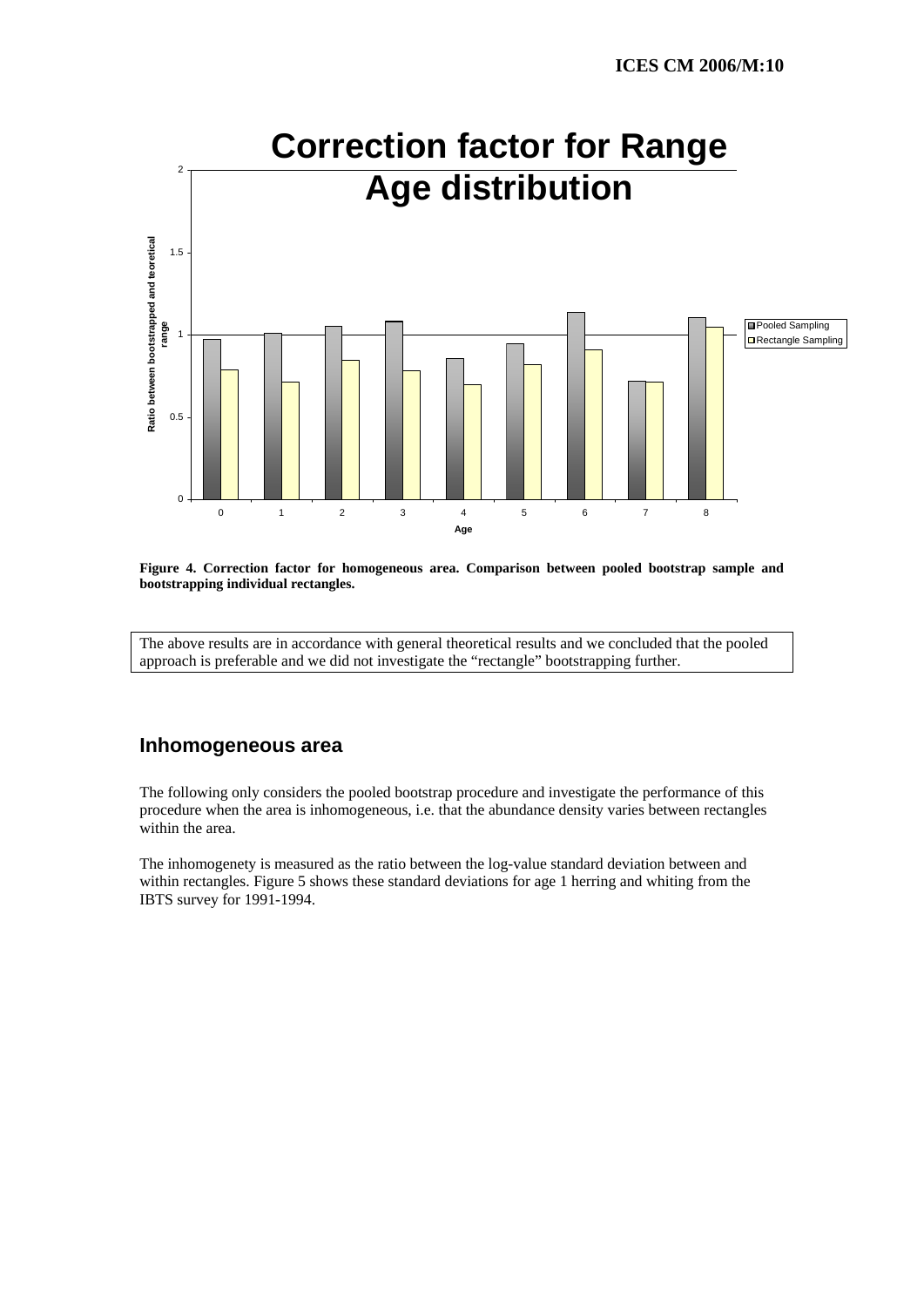## Correction factor for Range Age distribution

Figure 4. Correction factor for homogeneous area. Comparison between pooled bootstrap sample and bootstrapping individual rectangles.

The above results are in accordance with general theoretical results and we concluded that the pooled approach is preferable and we did not investigate the "rectangle" bootstrapping further.

## Inhomogeneous area

The following only considers the pooled bootstrap procedure and investigate the performance of this procedure when the area is inhomogeneous, i.e. that the abundance density varies between rectangles within the area.

The inhomogenety is measured as the ratio between the log-value standard deviation between and within rectangles. Figure 5 shows these standard deviations for age 1 herring and whiting from the IBTS survey for 1991-1994.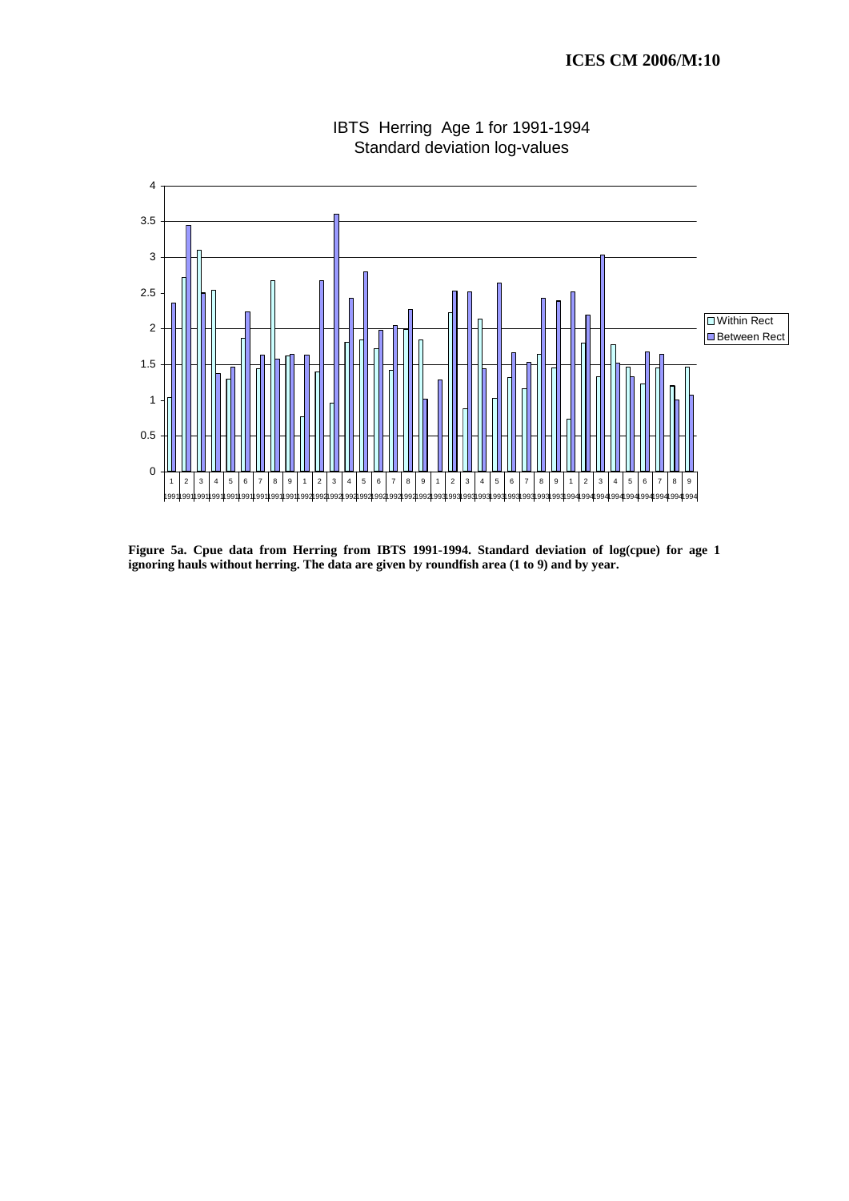**IBTS Herring Age 1 for 1991-1994**
**Standard deviation log-values**

**Figure 5a. Cpue data from Herring from IBTS 1991-1994. Standard deviation of log(cpue) for age 1 ignoring hauls without herring. The data are given by roundfish area (1 to 9) and by year.**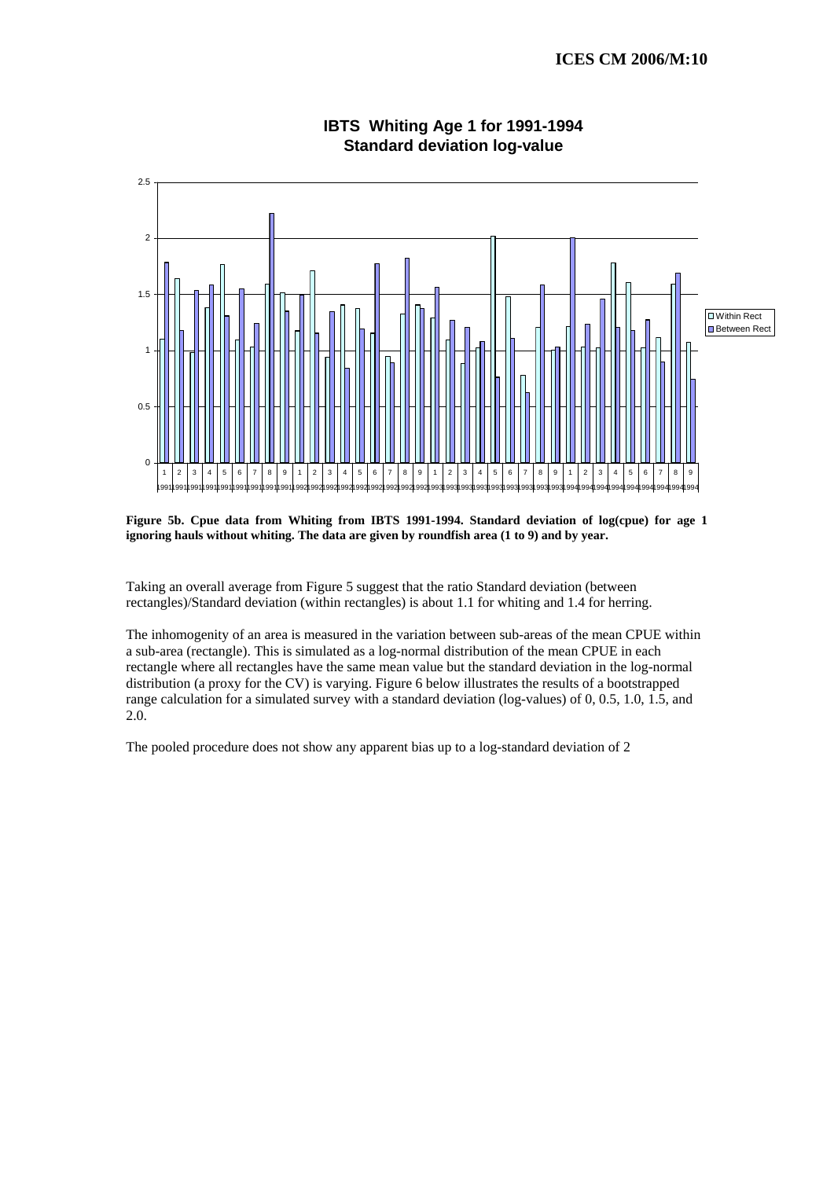**IBTS Whiting Age 1 for 1991-1994**
**Standard deviation log-value**

**Figure 5b. Cpue data from Whiting from IBTS 1991-1994. Standard deviation of log(cpue) for age 1 ignoring hauls without whiting. The data are given by roundfish area (1 to 9) and by year.**

Taking an overall average from Figure 5 suggest that the ratio Standard deviation (between rectangles)/Standard deviation (within rectangles) is about 1.1 for whiting and 1.4 for herring.

The inhomogenity of an area is measured in the variation between sub-areas of the mean CPUE within a sub-area (rectangle). This is simulated as a log-normal distribution of the mean CPUE in each rectangle where all rectangles have the same mean value but the standard deviation in the log-normal distribution (a proxy for the CV) is varying. Figure 6 below illustrates the results of a bootstrapped range calculation for a simulated survey with a standard deviation (log-values) of 0, 0.5, 1.0, 1.5, and 2.0.

The pooled procedure does not show any apparent bias up to a log-standard deviation of 2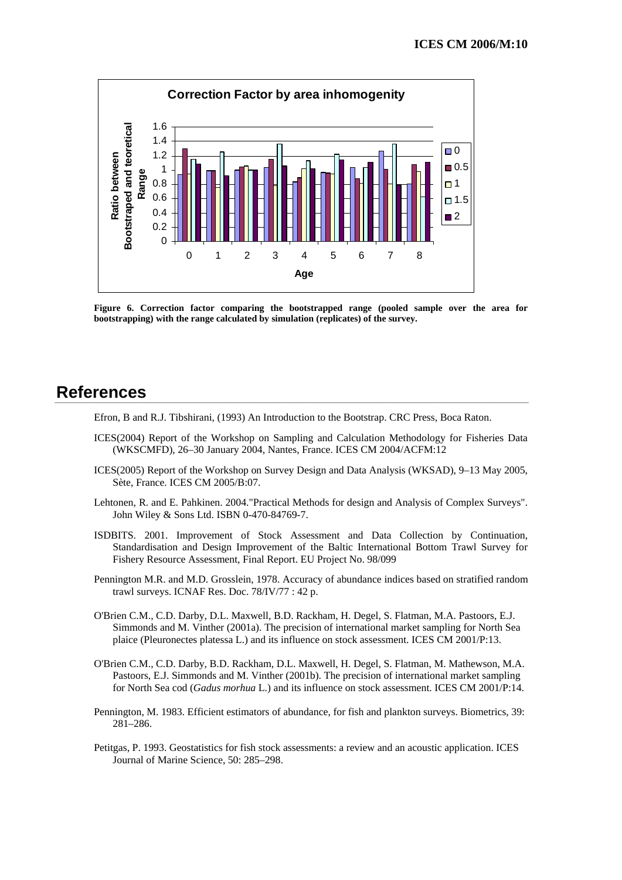Figure 6. **Correction factor comparing the bootstrapped range (pooled sample over the area for bootstrapping) with the range calculated by simulation (replicates) of the survey.**

# References

Efron, B and R.J. Tibshirani, (1993) An Introduction to the Bootstrap. CRC Press, Boca Raton.

ICES(2004) Report of the Workshop on Sampling and Calculation Methodology for Fisheries Data (WKSCMFD), 26–30 January 2004, Nantes, France. ICES CM 2004/ACFM:12

ICES(2005) Report of the Workshop on Survey Design and Data Analysis (WKSAD), 9–13 May 2005, Sète, France. ICES CM 2005/B:07.

Lehtonen, R. and E. Pahkinen. 2004."Practical Methods for design and Analysis of Complex Surveys". John Wiley & Sons Ltd. ISBN 0-470-84769-7.

ISDBITS. 2001. Improvement of Stock Assessment and Data Collection by Continuation, Standardisation and Design Improvement of the Baltic International Bottom Trawl Survey for Fishery Resource Assessment, Final Report. EU Project No. 98/099

Pennington M.R. and M.D. Grosslein, 1978. Accuracy of abundance indices based on stratified random trawl surveys. ICNAF Res. Doc. 78/IV/77 : 42 p.

O'Brien C.M., C.D. Darby, D.L. Maxwell, B.D. Rackham, H. Degel, S. Flatman, M.A. Pastoors, E.J. Simmonds and M. Vinther (2001a). The precision of international market sampling for North Sea plaice (Pleuronectes platessa L.) and its influence on stock assessment. ICES CM 2001/P:13.

O'Brien C.M., C.D. Darby, B.D. Rackham, D.L. Maxwell, H. Degel, S. Flatman, M. Mathewson, M.A. Pastoors, E.J. Simmonds and M. Vinther (2001b). The precision of international market sampling for North Sea cod (*Gadus morhua* L.) and its influence on stock assessment. ICES CM 2001/P:14.

Pennington, M. 1983. Efficient estimators of abundance, for fish and plankton surveys. Biometrics, 39: 281–286.

Petitgas, P. 1993. Geostatistics for fish stock assessments: a review and an acoustic application. ICES Journal of Marine Science, 50: 285–298.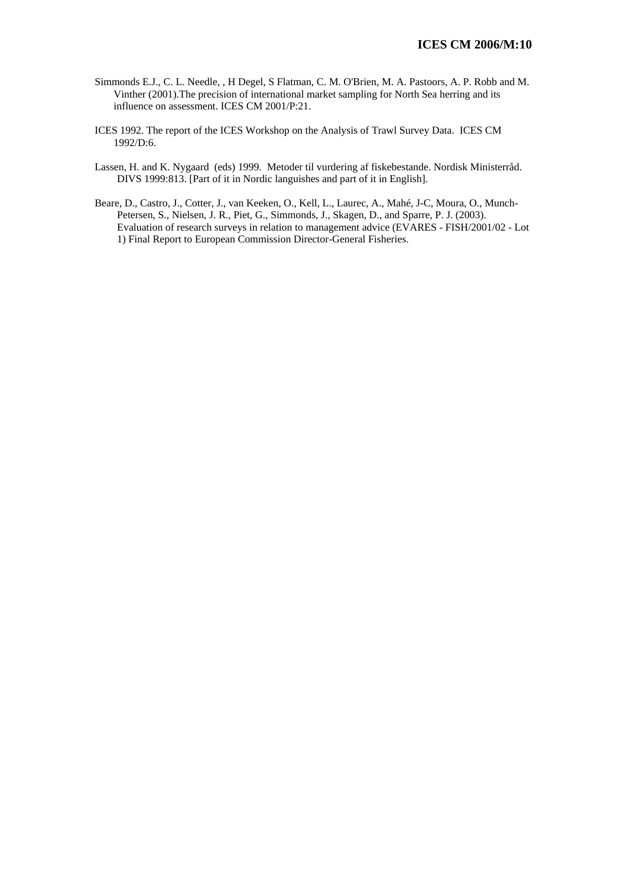Simmonds E.J., C. L. Needle, , H Degel, S Flatman, C. M. O'Brien, M. A. Pastoors, A. P. Robb and M. Vinther (2001).The precision of international market sampling for North Sea herring and its influence on assessment. ICES CM 2001/P:21.

ICES 1992. The report of the ICES Workshop on the Analysis of Trawl Survey Data. ICES CM 1992/D:6.

Lassen, H. and K. Nygaard (eds) 1999. Metoder til vurdering af fiskebestande. Nordisk Ministerråd. DIVS 1999:813. [Part of it in Nordic languishes and part of it in English].

Beare, D., Castro, J., Cotter, J., van Keeken, O., Kell, L., Laurec, A., Mahé, J-C, Moura, O., Munch-Petersen, S., Nielsen, J. R., Piet, G., Simmonds, J., Skagen, D., and Sparre, P. J. (2003). Evaluation of research surveys in relation to management advice (EVARES - FISH/2001/02 - Lot 1) Final Report to European Commission Director-General Fisheries.